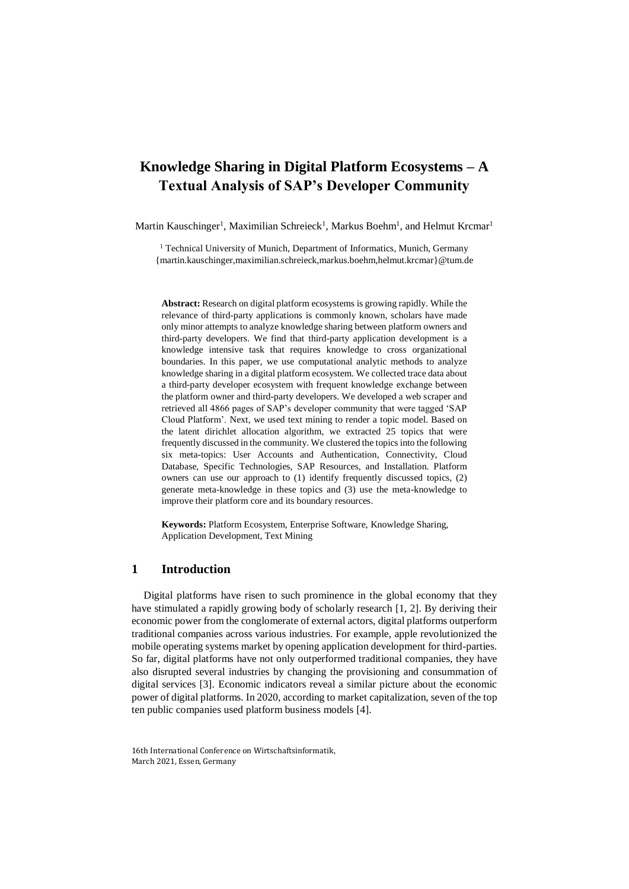# Knowledge Sharing in Digital Platform Ecosystems – A Textual Analysis of SAP's Developer Community

Martin Kauschinger[1], Maximilian Schreieck[1], Markus Boehm[1], and Helmut Krcmar[1]

[1] Technical University of Munich, Department of Informatics, Munich, Germany
{martin.kauschinger,maximilian.schreieck,markus.boehm,helmut.krcmar}@tum.de

**Abstract:** Research on digital platform ecosystems is growing rapidly. While the relevance of third-party applications is commonly known, scholars have made only minor attempts to analyze knowledge sharing between platform owners and third-party developers. We find that third-party application development is a knowledge intensive task that requires knowledge to cross organizational boundaries. In this paper, we use computational analytic methods to analyze knowledge sharing in a digital platform ecosystem. We collected trace data about a third-party developer ecosystem with frequent knowledge exchange between the platform owner and third-party developers. We developed a web scraper and retrieved all 4866 pages of SAP's developer community that were tagged 'SAP Cloud Platform'. Next, we used text mining to render a topic model. Based on the latent dirichlet allocation algorithm, we extracted 25 topics that were frequently discussed in the community. We clustered the topics into the following six meta-topics: User Accounts and Authentication, Connectivity, Cloud Database, Specific Technologies, SAP Resources, and Installation. Platform owners can use our approach to (1) identify frequently discussed topics, (2) generate meta-knowledge in these topics and (3) use the meta-knowledge to improve their platform core and its boundary resources.

**Keywords:** Platform Ecosystem, Enterprise Software, Knowledge Sharing, Application Development, Text Mining

## 1 Introduction

Digital platforms have risen to such prominence in the global economy that they have stimulated a rapidly growing body of scholarly research [1, 2]. By deriving their economic power from the conglomerate of external actors, digital platforms outperform traditional companies across various industries. For example, apple revolutionized the mobile operating systems market by opening application development for third-parties. So far, digital platforms have not only outperformed traditional companies, they have also disrupted several industries by changing the provisioning and consummation of digital services [3]. Economic indicators reveal a similar picture about the economic power of digital platforms. In 2020, according to market capitalization, seven of the top ten public companies used platform business models [4].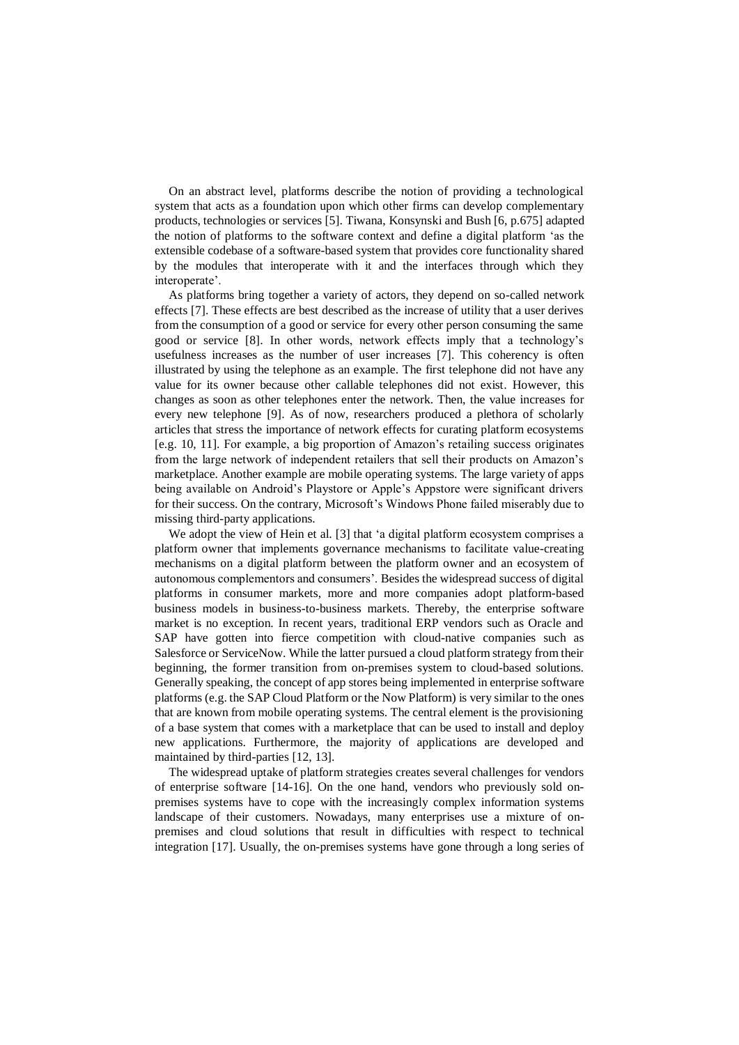On an abstract level, platforms describe the notion of providing a technological system that acts as a foundation upon which other firms can develop complementary products, technologies or services [5]. Tiwana, Konsynski and Bush [6, p.675] adapted the notion of platforms to the software context and define a digital platform 'as the extensible codebase of a software-based system that provides core functionality shared by the modules that interoperate with it and the interfaces through which they interoperate'.

As platforms bring together a variety of actors, they depend on so-called network effects [7]. These effects are best described as the increase of utility that a user derives from the consumption of a good or service for every other person consuming the same good or service [8]. In other words, network effects imply that a technology's usefulness increases as the number of user increases [7]. This coherency is often illustrated by using the telephone as an example. The first telephone did not have any value for its owner because other callable telephones did not exist. However, this changes as soon as other telephones enter the network. Then, the value increases for every new telephone [9]. As of now, researchers produced a plethora of scholarly articles that stress the importance of network effects for curating platform ecosystems [e.g. 10, 11]. For example, a big proportion of Amazon's retailing success originates from the large network of independent retailers that sell their products on Amazon's marketplace. Another example are mobile operating systems. The large variety of apps being available on Android's Playstore or Apple's Appstore were significant drivers for their success. On the contrary, Microsoft's Windows Phone failed miserably due to missing third-party applications.

We adopt the view of Hein et al. [3] that 'a digital platform ecosystem comprises a platform owner that implements governance mechanisms to facilitate value-creating mechanisms on a digital platform between the platform owner and an ecosystem of autonomous complementors and consumers'. Besides the widespread success of digital platforms in consumer markets, more and more companies adopt platform-based business models in business-to-business markets. Thereby, the enterprise software market is no exception. In recent years, traditional ERP vendors such as Oracle and SAP have gotten into fierce competition with cloud-native companies such as Salesforce or ServiceNow. While the latter pursued a cloud platform strategy from their beginning, the former transition from on-premises system to cloud-based solutions. Generally speaking, the concept of app stores being implemented in enterprise software platforms (e.g. the SAP Cloud Platform or the Now Platform) is very similar to the ones that are known from mobile operating systems. The central element is the provisioning of a base system that comes with a marketplace that can be used to install and deploy new applications. Furthermore, the majority of applications are developed and maintained by third-parties [12, 13].

The widespread uptake of platform strategies creates several challenges for vendors of enterprise software [14-16]. On the one hand, vendors who previously sold on-premises systems have to cope with the increasingly complex information systems landscape of their customers. Nowadays, many enterprises use a mixture of on-premises and cloud solutions that result in difficulties with respect to technical integration [17]. Usually, the on-premises systems have gone through a long series of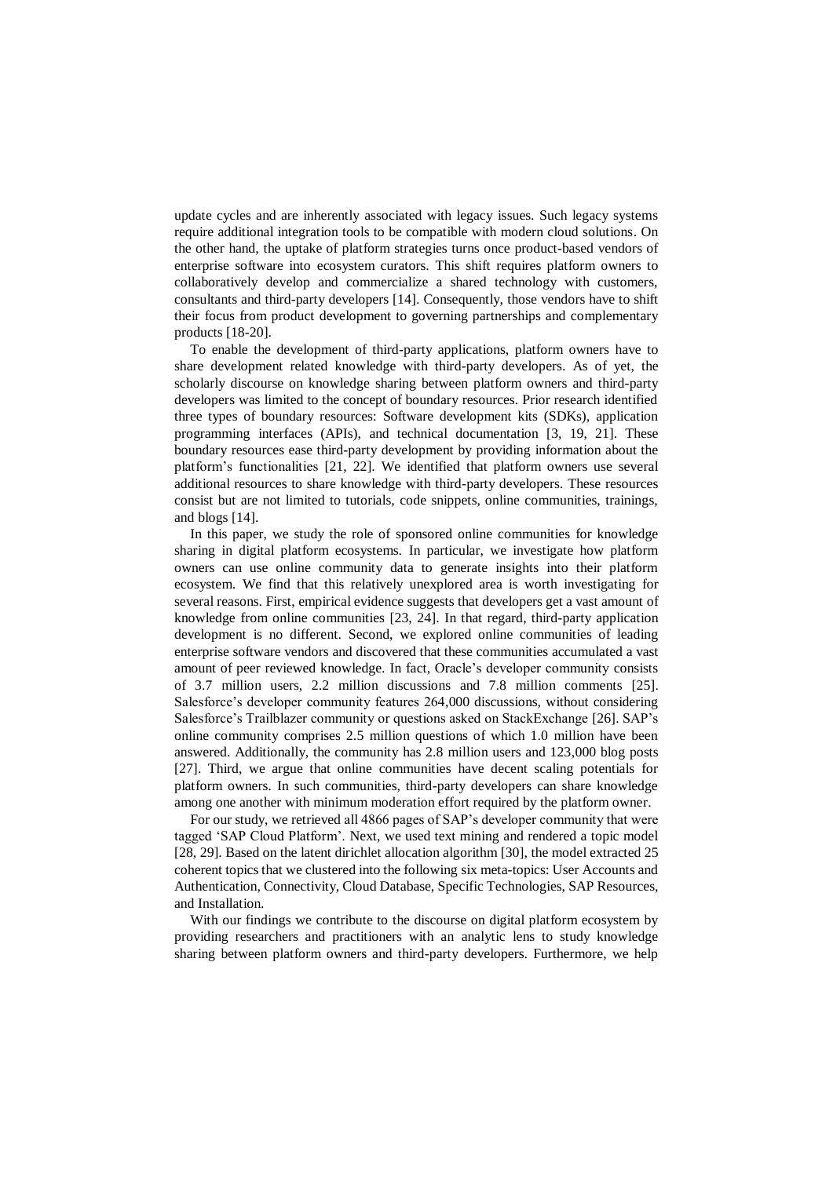update cycles and are inherently associated with legacy issues. Such legacy systems require additional integration tools to be compatible with modern cloud solutions. On the other hand, the uptake of platform strategies turns once product-based vendors of enterprise software into ecosystem curators. This shift requires platform owners to collaboratively develop and commercialize a shared technology with customers, consultants and third-party developers [14]. Consequently, those vendors have to shift their focus from product development to governing partnerships and complementary products [18-20].

To enable the development of third-party applications, platform owners have to share development related knowledge with third-party developers. As of yet, the scholarly discourse on knowledge sharing between platform owners and third-party developers was limited to the concept of boundary resources. Prior research identified three types of boundary resources: Software development kits (SDKs), application programming interfaces (APIs), and technical documentation [3, 19, 21]. These boundary resources ease third-party development by providing information about the platform's functionalities [21, 22]. We identified that platform owners use several additional resources to share knowledge with third-party developers. These resources consist but are not limited to tutorials, code snippets, online communities, trainings, and blogs [14].

In this paper, we study the role of sponsored online communities for knowledge sharing in digital platform ecosystems. In particular, we investigate how platform owners can use online community data to generate insights into their platform ecosystem. We find that this relatively unexplored area is worth investigating for several reasons. First, empirical evidence suggests that developers get a vast amount of knowledge from online communities [23, 24]. In that regard, third-party application development is no different. Second, we explored online communities of leading enterprise software vendors and discovered that these communities accumulated a vast amount of peer reviewed knowledge. In fact, Oracle's developer community consists of 3.7 million users, 2.2 million discussions and 7.8 million comments [25]. Salesforce's developer community features 264,000 discussions, without considering Salesforce's Trailblazer community or questions asked on StackExchange [26]. SAP's online community comprises 2.5 million questions of which 1.0 million have been answered. Additionally, the community has 2.8 million users and 123,000 blog posts [27]. Third, we argue that online communities have decent scaling potentials for platform owners. In such communities, third-party developers can share knowledge among one another with minimum moderation effort required by the platform owner.

For our study, we retrieved all 4866 pages of SAP's developer community that were tagged 'SAP Cloud Platform'. Next, we used text mining and rendered a topic model [28, 29]. Based on the latent dirichlet allocation algorithm [30], the model extracted 25 coherent topics that we clustered into the following six meta-topics: User Accounts and Authentication, Connectivity, Cloud Database, Specific Technologies, SAP Resources, and Installation.

With our findings we contribute to the discourse on digital platform ecosystem by providing researchers and practitioners with an analytic lens to study knowledge sharing between platform owners and third-party developers. Furthermore, we help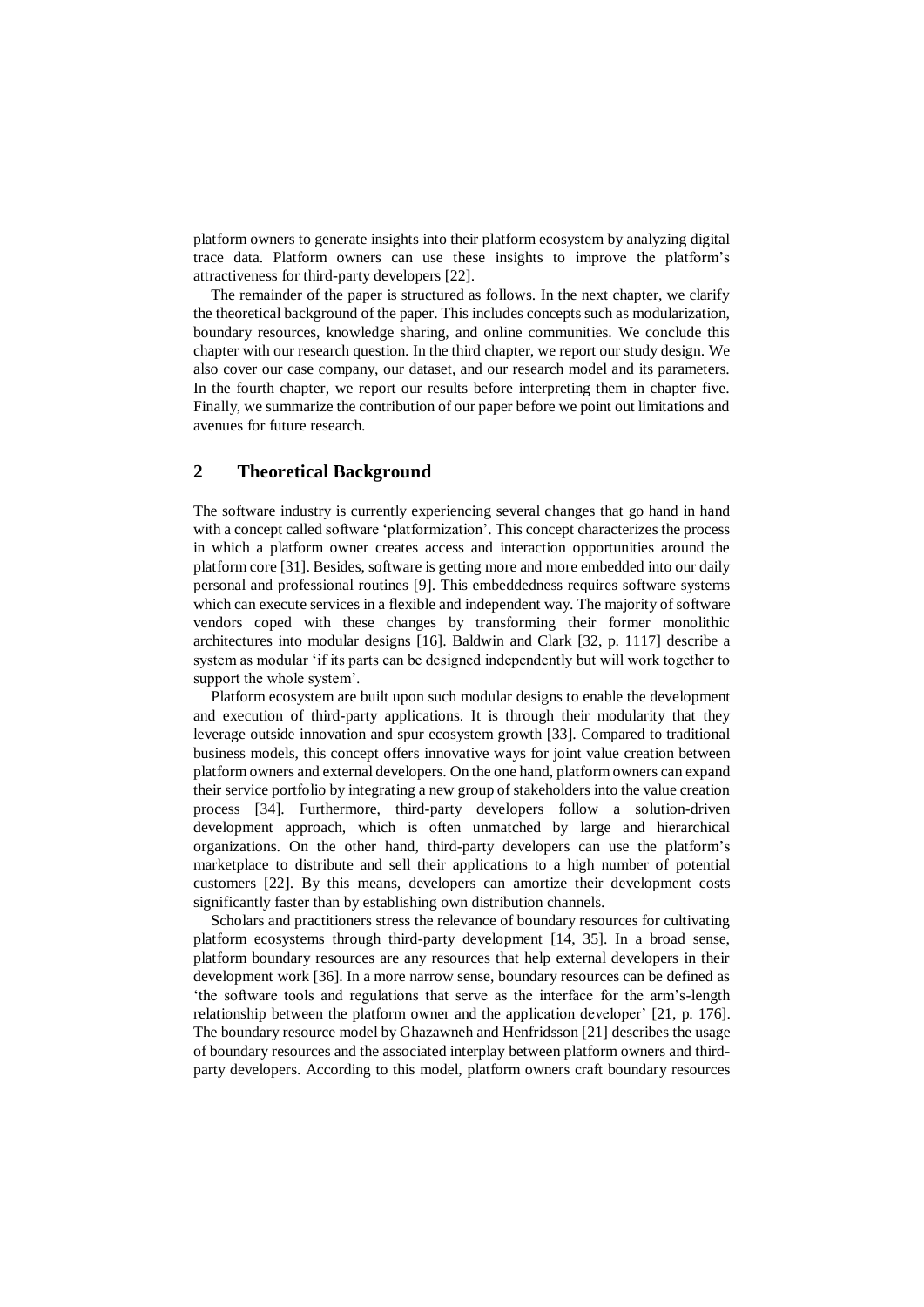platform owners to generate insights into their platform ecosystem by analyzing digital trace data. Platform owners can use these insights to improve the platform's attractiveness for third-party developers [22].

The remainder of the paper is structured as follows. In the next chapter, we clarify the theoretical background of the paper. This includes concepts such as modularization, boundary resources, knowledge sharing, and online communities. We conclude this chapter with our research question. In the third chapter, we report our study design. We also cover our case company, our dataset, and our research model and its parameters. In the fourth chapter, we report our results before interpreting them in chapter five. Finally, we summarize the contribution of our paper before we point out limitations and avenues for future research.

## 2 Theoretical Background

The software industry is currently experiencing several changes that go hand in hand with a concept called software 'platformization'. This concept characterizes the process in which a platform owner creates access and interaction opportunities around the platform core [31]. Besides, software is getting more and more embedded into our daily personal and professional routines [9]. This embeddedness requires software systems which can execute services in a flexible and independent way. The majority of software vendors coped with these changes by transforming their former monolithic architectures into modular designs [16]. Baldwin and Clark [32, p. 1117] describe a system as modular 'if its parts can be designed independently but will work together to support the whole system'.

Platform ecosystem are built upon such modular designs to enable the development and execution of third-party applications. It is through their modularity that they leverage outside innovation and spur ecosystem growth [33]. Compared to traditional business models, this concept offers innovative ways for joint value creation between platform owners and external developers. On the one hand, platform owners can expand their service portfolio by integrating a new group of stakeholders into the value creation process [34]. Furthermore, third-party developers follow a solution-driven development approach, which is often unmatched by large and hierarchical organizations. On the other hand, third-party developers can use the platform's marketplace to distribute and sell their applications to a high number of potential customers [22]. By this means, developers can amortize their development costs significantly faster than by establishing own distribution channels.

Scholars and practitioners stress the relevance of boundary resources for cultivating platform ecosystems through third-party development [14, 35]. In a broad sense, platform boundary resources are any resources that help external developers in their development work [36]. In a more narrow sense, boundary resources can be defined as 'the software tools and regulations that serve as the interface for the arm's-length relationship between the platform owner and the application developer' [21, p. 176]. The boundary resource model by Ghazawneh and Henfridsson [21] describes the usage of boundary resources and the associated interplay between platform owners and third-party developers. According to this model, platform owners craft boundary resources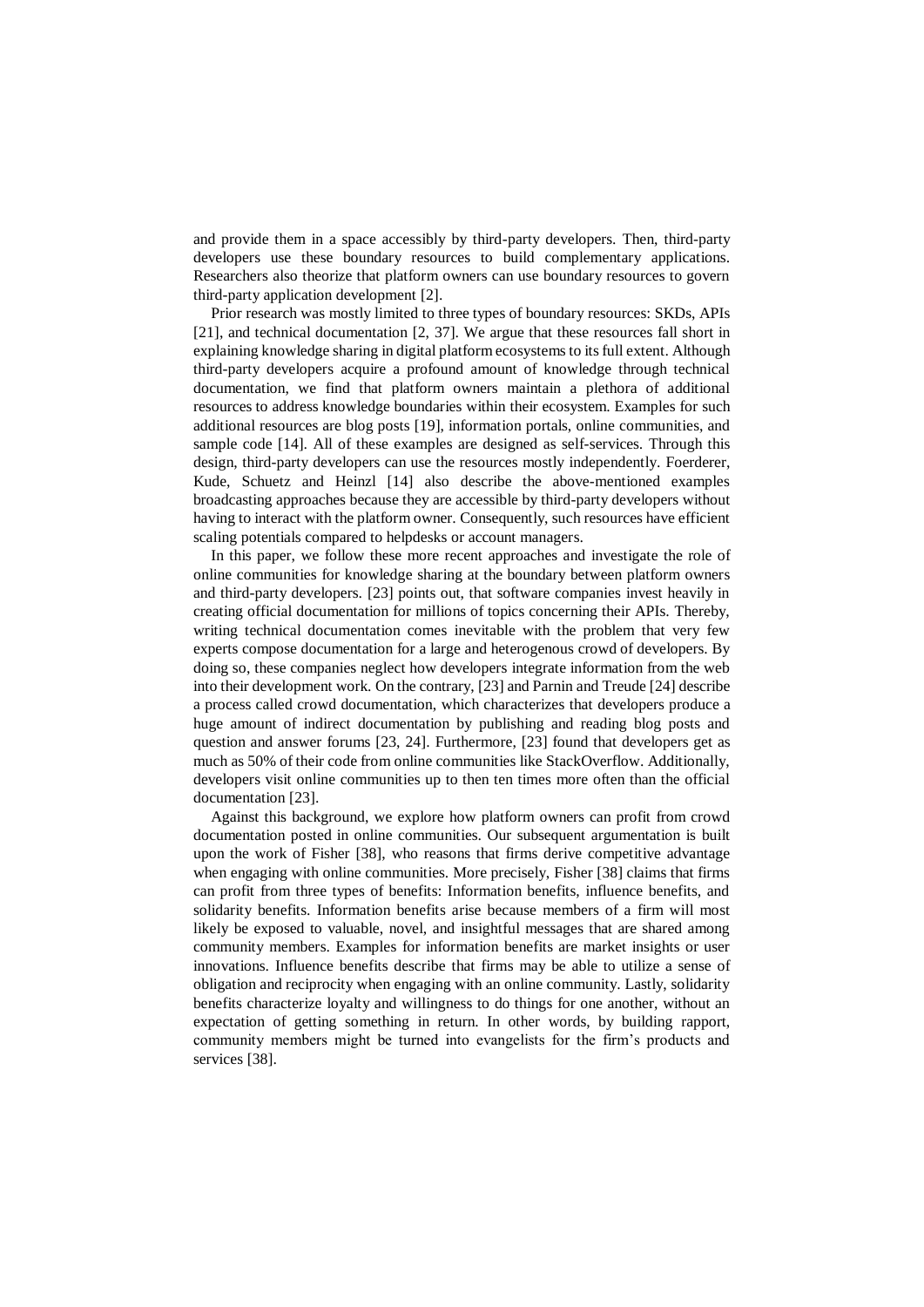and provide them in a space accessibly by third-party developers. Then, third-party developers use these boundary resources to build complementary applications. Researchers also theorize that platform owners can use boundary resources to govern third-party application development [2].

Prior research was mostly limited to three types of boundary resources: SKDs, APIs [21], and technical documentation [2, 37]. We argue that these resources fall short in explaining knowledge sharing in digital platform ecosystems to its full extent. Although third-party developers acquire a profound amount of knowledge through technical documentation, we find that platform owners maintain a plethora of additional resources to address knowledge boundaries within their ecosystem. Examples for such additional resources are blog posts [19], information portals, online communities, and sample code [14]. All of these examples are designed as self-services. Through this design, third-party developers can use the resources mostly independently. Foerderer, Kude, Schuetz and Heinzl [14] also describe the above-mentioned examples broadcasting approaches because they are accessible by third-party developers without having to interact with the platform owner. Consequently, such resources have efficient scaling potentials compared to helpdesks or account managers.

In this paper, we follow these more recent approaches and investigate the role of online communities for knowledge sharing at the boundary between platform owners and third-party developers. [23] points out, that software companies invest heavily in creating official documentation for millions of topics concerning their APIs. Thereby, writing technical documentation comes inevitable with the problem that very few experts compose documentation for a large and heterogenous crowd of developers. By doing so, these companies neglect how developers integrate information from the web into their development work. On the contrary, [23] and Parnin and Treude [24] describe a process called crowd documentation, which characterizes that developers produce a huge amount of indirect documentation by publishing and reading blog posts and question and answer forums [23, 24]. Furthermore, [23] found that developers get as much as 50% of their code from online communities like StackOverflow. Additionally, developers visit online communities up to then ten times more often than the official documentation [23].

Against this background, we explore how platform owners can profit from crowd documentation posted in online communities. Our subsequent argumentation is built upon the work of Fisher [38], who reasons that firms derive competitive advantage when engaging with online communities. More precisely, Fisher [38] claims that firms can profit from three types of benefits: Information benefits, influence benefits, and solidarity benefits. Information benefits arise because members of a firm will most likely be exposed to valuable, novel, and insightful messages that are shared among community members. Examples for information benefits are market insights or user innovations. Influence benefits describe that firms may be able to utilize a sense of obligation and reciprocity when engaging with an online community. Lastly, solidarity benefits characterize loyalty and willingness to do things for one another, without an expectation of getting something in return. In other words, by building rapport, community members might be turned into evangelists for the firm's products and services [38].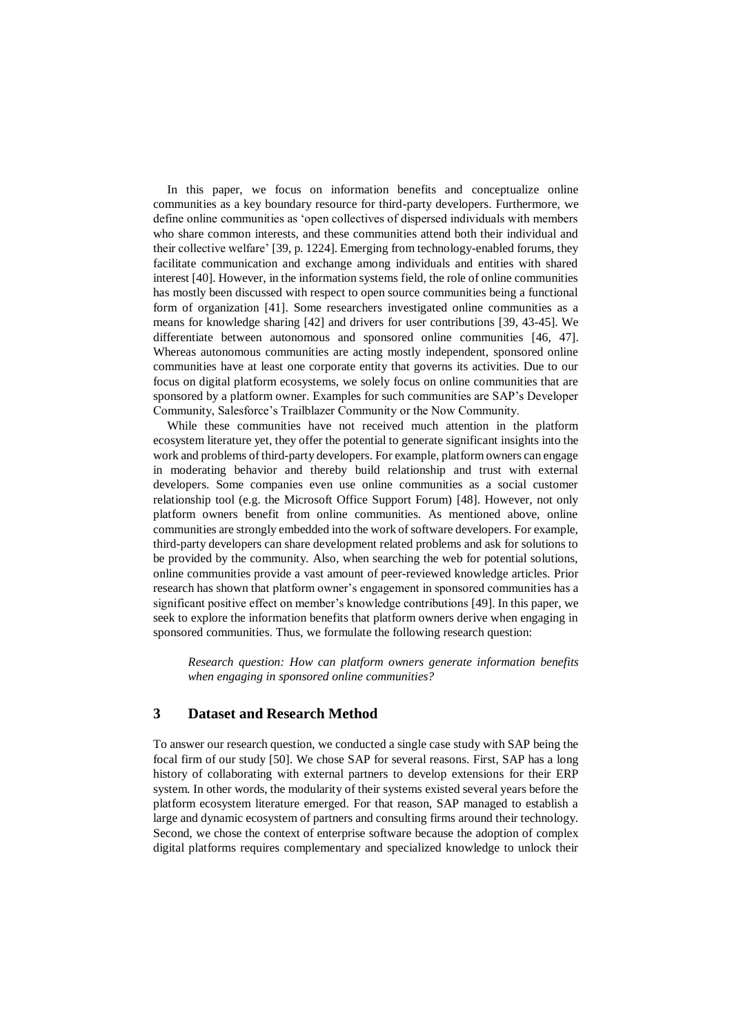In this paper, we focus on information benefits and conceptualize online communities as a key boundary resource for third-party developers. Furthermore, we define online communities as 'open collectives of dispersed individuals with members who share common interests, and these communities attend both their individual and their collective welfare' [39, p. 1224]. Emerging from technology-enabled forums, they facilitate communication and exchange among individuals and entities with shared interest [40]. However, in the information systems field, the role of online communities has mostly been discussed with respect to open source communities being a functional form of organization [41]. Some researchers investigated online communities as a means for knowledge sharing [42] and drivers for user contributions [39, 43-45]. We differentiate between autonomous and sponsored online communities [46, 47]. Whereas autonomous communities are acting mostly independent, sponsored online communities have at least one corporate entity that governs its activities. Due to our focus on digital platform ecosystems, we solely focus on online communities that are sponsored by a platform owner. Examples for such communities are SAP's Developer Community, Salesforce's Trailblazer Community or the Now Community.

While these communities have not received much attention in the platform ecosystem literature yet, they offer the potential to generate significant insights into the work and problems of third-party developers. For example, platform owners can engage in moderating behavior and thereby build relationship and trust with external developers. Some companies even use online communities as a social customer relationship tool (e.g. the Microsoft Office Support Forum) [48]. However, not only platform owners benefit from online communities. As mentioned above, online communities are strongly embedded into the work of software developers. For example, third-party developers can share development related problems and ask for solutions to be provided by the community. Also, when searching the web for potential solutions, online communities provide a vast amount of peer-reviewed knowledge articles. Prior research has shown that platform owner's engagement in sponsored communities has a significant positive effect on member's knowledge contributions [49]. In this paper, we seek to explore the information benefits that platform owners derive when engaging in sponsored communities. Thus, we formulate the following research question:

*Research question: How can platform owners generate information benefits when engaging in sponsored online communities?*

## 3 Dataset and Research Method

To answer our research question, we conducted a single case study with SAP being the focal firm of our study [50]. We chose SAP for several reasons. First, SAP has a long history of collaborating with external partners to develop extensions for their ERP system. In other words, the modularity of their systems existed several years before the platform ecosystem literature emerged. For that reason, SAP managed to establish a large and dynamic ecosystem of partners and consulting firms around their technology. Second, we chose the context of enterprise software because the adoption of complex digital platforms requires complementary and specialized knowledge to unlock their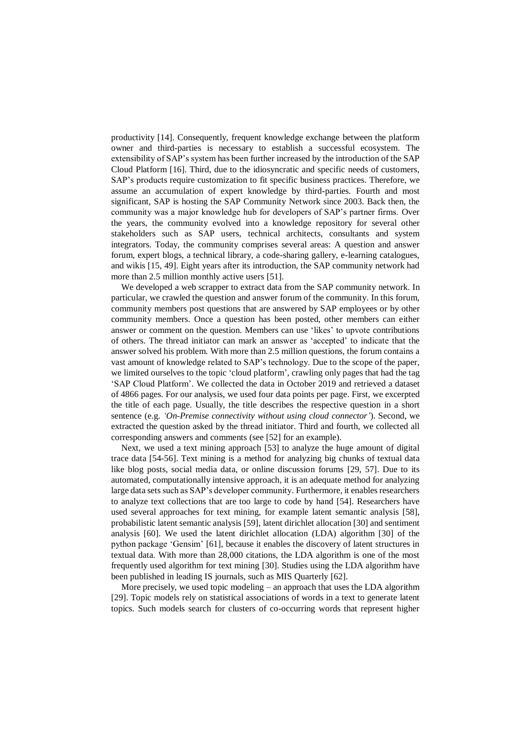productivity [14]. Consequently, frequent knowledge exchange between the platform owner and third-parties is necessary to establish a successful ecosystem. The extensibility of SAP's system has been further increased by the introduction of the SAP Cloud Platform [16]. Third, due to the idiosyncratic and specific needs of customers, SAP's products require customization to fit specific business practices. Therefore, we assume an accumulation of expert knowledge by third-parties. Fourth and most significant, SAP is hosting the SAP Community Network since 2003. Back then, the community was a major knowledge hub for developers of SAP's partner firms. Over the years, the community evolved into a knowledge repository for several other stakeholders such as SAP users, technical architects, consultants and system integrators. Today, the community comprises several areas: A question and answer forum, expert blogs, a technical library, a code-sharing gallery, e-learning catalogues, and wikis [15, 49]. Eight years after its introduction, the SAP community network had more than 2.5 million monthly active users [51].

We developed a web scrapper to extract data from the SAP community network. In particular, we crawled the question and answer forum of the community. In this forum, community members post questions that are answered by SAP employees or by other community members. Once a question has been posted, other members can either answer or comment on the question. Members can use 'likes' to upvote contributions of others. The thread initiator can mark an answer as 'accepted' to indicate that the answer solved his problem. With more than 2.5 million questions, the forum contains a vast amount of knowledge related to SAP's technology. Due to the scope of the paper, we limited ourselves to the topic 'cloud platform', crawling only pages that had the tag 'SAP Cloud Platform'. We collected the data in October 2019 and retrieved a dataset of 4866 pages. For our analysis, we used four data points per page. First, we excerpted the title of each page. Usually, the title describes the respective question in a short sentence (e.g. *'On-Premise connectivity without using cloud connector'*). Second, we extracted the question asked by the thread initiator. Third and fourth, we collected all corresponding answers and comments (see [52] for an example).

Next, we used a text mining approach [53] to analyze the huge amount of digital trace data [54-56]. Text mining is a method for analyzing big chunks of textual data like blog posts, social media data, or online discussion forums [29, 57]. Due to its automated, computationally intensive approach, it is an adequate method for analyzing large data sets such as SAP's developer community. Furthermore, it enables researchers to analyze text collections that are too large to code by hand [54]. Researchers have used several approaches for text mining, for example latent semantic analysis [58], probabilistic latent semantic analysis [59], latent dirichlet allocation [30] and sentiment analysis [60]. We used the latent dirichlet allocation (LDA) algorithm [30] of the python package 'Gensim' [61], because it enables the discovery of latent structures in textual data. With more than 28,000 citations, the LDA algorithm is one of the most frequently used algorithm for text mining [30]. Studies using the LDA algorithm have been published in leading IS journals, such as MIS Quarterly [62].

More precisely, we used topic modeling – an approach that uses the LDA algorithm [29]. Topic models rely on statistical associations of words in a text to generate latent topics. Such models search for clusters of co-occurring words that represent higher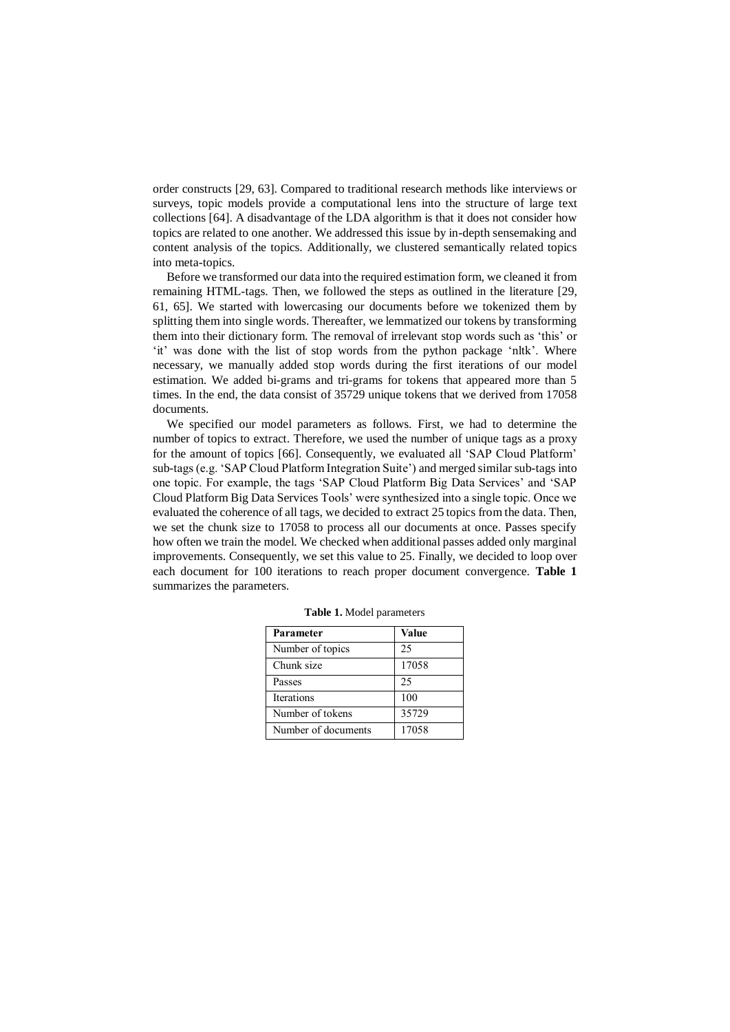order constructs [29, 63]. Compared to traditional research methods like interviews or surveys, topic models provide a computational lens into the structure of large text collections [64]. A disadvantage of the LDA algorithm is that it does not consider how topics are related to one another. We addressed this issue by in-depth sensemaking and content analysis of the topics. Additionally, we clustered semantically related topics into meta-topics.

Before we transformed our data into the required estimation form, we cleaned it from remaining HTML-tags. Then, we followed the steps as outlined in the literature [29, 61, 65]. We started with lowercasing our documents before we tokenized them by splitting them into single words. Thereafter, we lemmatized our tokens by transforming them into their dictionary form. The removal of irrelevant stop words such as 'this' or 'it' was done with the list of stop words from the python package 'nltk'. Where necessary, we manually added stop words during the first iterations of our model estimation. We added bi-grams and tri-grams for tokens that appeared more than 5 times. In the end, the data consist of 35729 unique tokens that we derived from 17058 documents.

We specified our model parameters as follows. First, we had to determine the number of topics to extract. Therefore, we used the number of unique tags as a proxy for the amount of topics [66]. Consequently, we evaluated all 'SAP Cloud Platform' sub-tags (e.g. 'SAP Cloud Platform Integration Suite') and merged similar sub-tags into one topic. For example, the tags 'SAP Cloud Platform Big Data Services' and 'SAP Cloud Platform Big Data Services Tools' were synthesized into a single topic. Once we evaluated the coherence of all tags, we decided to extract 25 topics from the data. Then, we set the chunk size to 17058 to process all our documents at once. Passes specify how often we train the model. We checked when additional passes added only marginal improvements. Consequently, we set this value to 25. Finally, we decided to loop over each document for 100 iterations to reach proper document convergence. **Table 1** summarizes the parameters.

**Table 1.** Model parameters

| Parameter | Value |
|---|---|
| Number of topics | 25 |
| Chunk size | 17058 |
| Passes | 25 |
| Iterations | 100 |
| Number of tokens | 35729 |
| Number of documents | 17058 |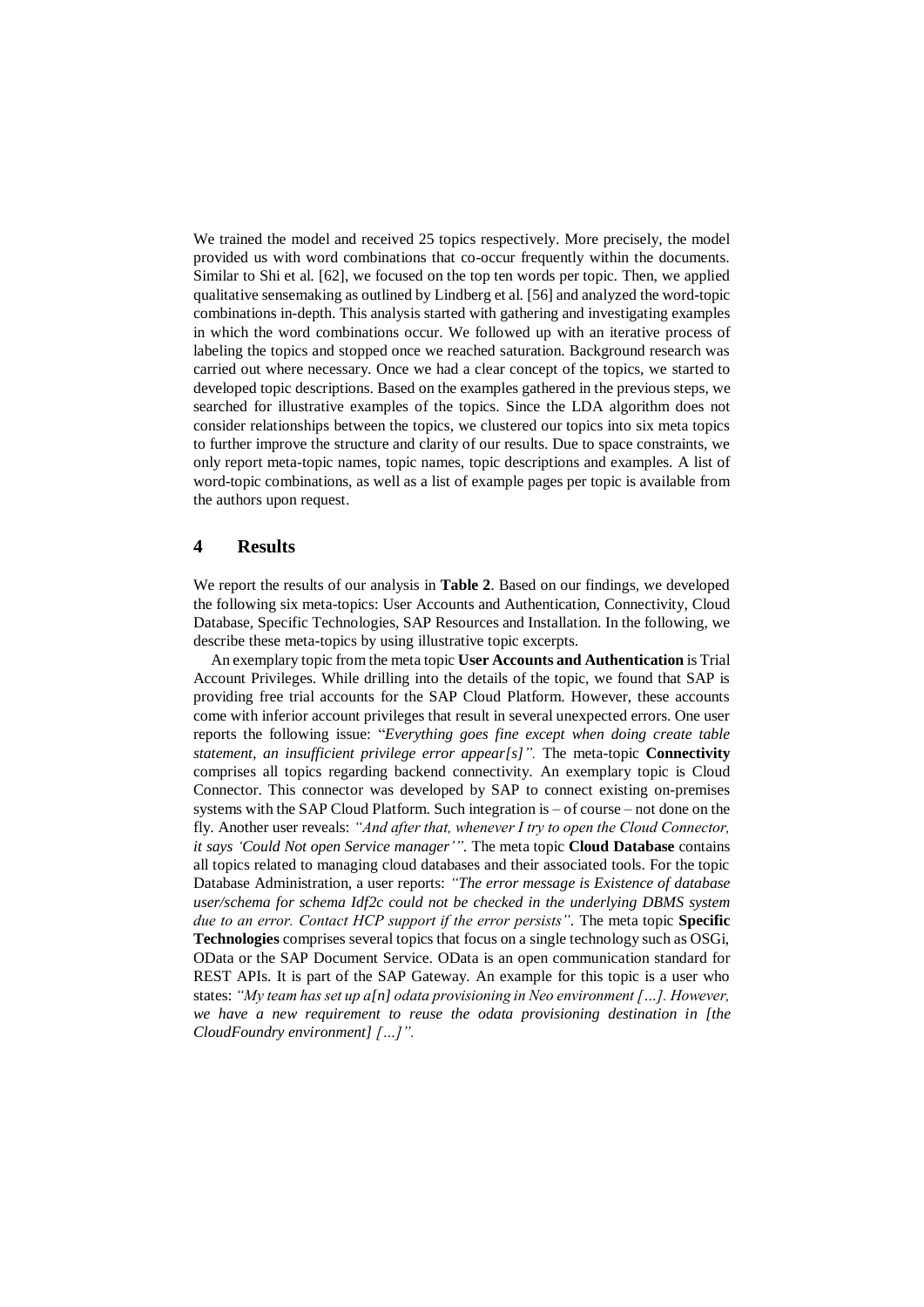We trained the model and received 25 topics respectively. More precisely, the model provided us with word combinations that co-occur frequently within the documents. Similar to Shi et al. [62], we focused on the top ten words per topic. Then, we applied qualitative sensemaking as outlined by Lindberg et al. [56] and analyzed the word-topic combinations in-depth. This analysis started with gathering and investigating examples in which the word combinations occur. We followed up with an iterative process of labeling the topics and stopped once we reached saturation. Background research was carried out where necessary. Once we had a clear concept of the topics, we started to developed topic descriptions. Based on the examples gathered in the previous steps, we searched for illustrative examples of the topics. Since the LDA algorithm does not consider relationships between the topics, we clustered our topics into six meta topics to further improve the structure and clarity of our results. Due to space constraints, we only report meta-topic names, topic names, topic descriptions and examples. A list of word-topic combinations, as well as a list of example pages per topic is available from the authors upon request.

# 4 Results

We report the results of our analysis in **Table 2**. Based on our findings, we developed the following six meta-topics: User Accounts and Authentication, Connectivity, Cloud Database, Specific Technologies, SAP Resources and Installation. In the following, we describe these meta-topics by using illustrative topic excerpts.

An exemplary topic from the meta topic **User Accounts and Authentication** is Trial Account Privileges. While drilling into the details of the topic, we found that SAP is providing free trial accounts for the SAP Cloud Platform. However, these accounts come with inferior account privileges that result in several unexpected errors. One user reports the following issue: "*Everything goes fine except when doing create table statement, an insufficient privilege error appear[s]".* The meta-topic **Connectivity** comprises all topics regarding backend connectivity. An exemplary topic is Cloud Connector. This connector was developed by SAP to connect existing on-premises systems with the SAP Cloud Platform. Such integration is – of course – not done on the fly. Another user reveals: *"And after that, whenever I try to open the Cloud Connector, it says 'Could Not open Service manager'"*. The meta topic **Cloud Database** contains all topics related to managing cloud databases and their associated tools. For the topic Database Administration, a user reports: *"The error message is Existence of database user/schema for schema Idf2c could not be checked in the underlying DBMS system due to an error. Contact HCP support if the error persists"*. The meta topic **Specific Technologies** comprises several topics that focus on a single technology such as OSGi, OData or the SAP Document Service. OData is an open communication standard for REST APIs. It is part of the SAP Gateway. An example for this topic is a user who states: *"My team has set up a[n] odata provisioning in Neo environment […]. However, we have a new requirement to reuse the odata provisioning destination in [the CloudFoundry environment] […]".*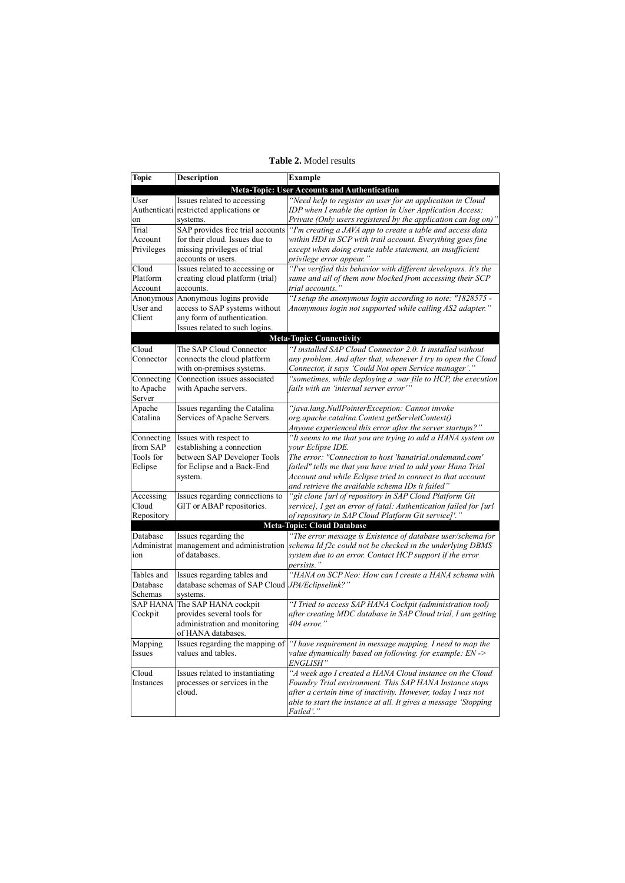**Table 2.** Model results

| Topic | Description | Example |
|---|---|---|
| **Meta-Topic: User Accounts and Authentication** | | |
| User Authentication | Issues related to accessing restricted applications or systems. | *"Need help to register an user for an application in Cloud IDP when I enable the option in User Application Access: Private (Only users registered by the application can log on)"* |
| Trial Account Privileges | SAP provides free trial accounts for their cloud. Issues due to missing privileges of trial accounts or users. | *"I'm creating a JAVA app to create a table and access data within HDI in SCP with trail account. Everything goes fine except when doing create table statement, an insufficient privilege error appear."* |
| Cloud Platform Account | Issues related to accessing or creating cloud platform (trial) accounts. | *"I've verified this behavior with different developers. It's the same and all of them now blocked from accessing their SCP trial accounts."* |
| Anonymous User and Client | Anonymous logins provide access to SAP systems without any form of authentication. Issues related to such logins. | *"I setup the anonymous login according to note: "1828575 - Anonymous login not supported while calling AS2 adapter."* |
| **Meta-Topic: Connectivity** | | |
| Cloud Connector | The SAP Cloud Connector connects the cloud platform with on-premises systems. | *"I installed SAP Cloud Connector 2.0. It installed without any problem. And after that, whenever I try to open the Cloud Connector, it says 'Could Not open Service manager'."* |
| Connecting to Apache Server | Connection issues associated with Apache servers. | *"sometimes, while deploying a .war file to HCP, the execution fails with an 'internal server error'"* |
| Apache Catalina | Issues regarding the Catalina Services of Apache Servers. | *"java.lang.NullPointerException: Cannot invoke org.apache.catalina.Context.getServletContext() Anyone experienced this error after the server startups?"* |
| Connecting from SAP Tools for Eclipse | Issues with respect to establishing a connection between SAP Developer Tools for Eclipse and a Back-End system. | *"It seems to me that you are trying to add a HANA system on your Eclipse IDE. The error: "Connection to host 'hanatrial.ondemand.com' failed" tells me that you have tried to add your Hana Trial Account and while Eclipse tried to connect to that account and retrieve the available schema IDs it failed"* |
| Accessing Cloud Repository | Issues regarding connections to GIT or ABAP repositories. | *"git clone [url of repository in SAP Cloud Platform Git service], I get an error of fatal: Authentication failed for [url of repository in SAP Cloud Platform Git service]'."* |
| **Meta-Topic: Cloud Database** | | |
| Database Administration | Issues regarding the management and administration of databases. | *"The error message is Existence of database user/schema for schema Id f2c could not be checked in the underlying DBMS system due to an error. Contact HCP support if the error persists."* |
| Tables and Database Schemas | Issues regarding tables and database schemas of SAP Cloud systems. | *"HANA on SCP Neo: How can I create a HANA schema with JPA/Eclipselink?"* |
| SAP HANA Cockpit | The SAP HANA cockpit provides several tools for administration and monitoring of HANA databases. | *"I Tried to access SAP HANA Cockpit (administration tool) after creating MDC database in SAP Cloud trial, I am getting 404 error."* |
| Mapping Issues | Issues regarding the mapping of values and tables. | *"I have requirement in message mapping. I need to map the value dynamically based on following. for example: EN -> ENGLISH"* |
| Cloud Instances | Issues related to instantiating processes or services in the cloud. | *"A week ago I created a HANA Cloud instance on the Cloud Foundry Trial environment. This SAP HANA Instance stops after a certain time of inactivity. However, today I was not able to start the instance at all. It gives a message 'Stopping Failed'."* |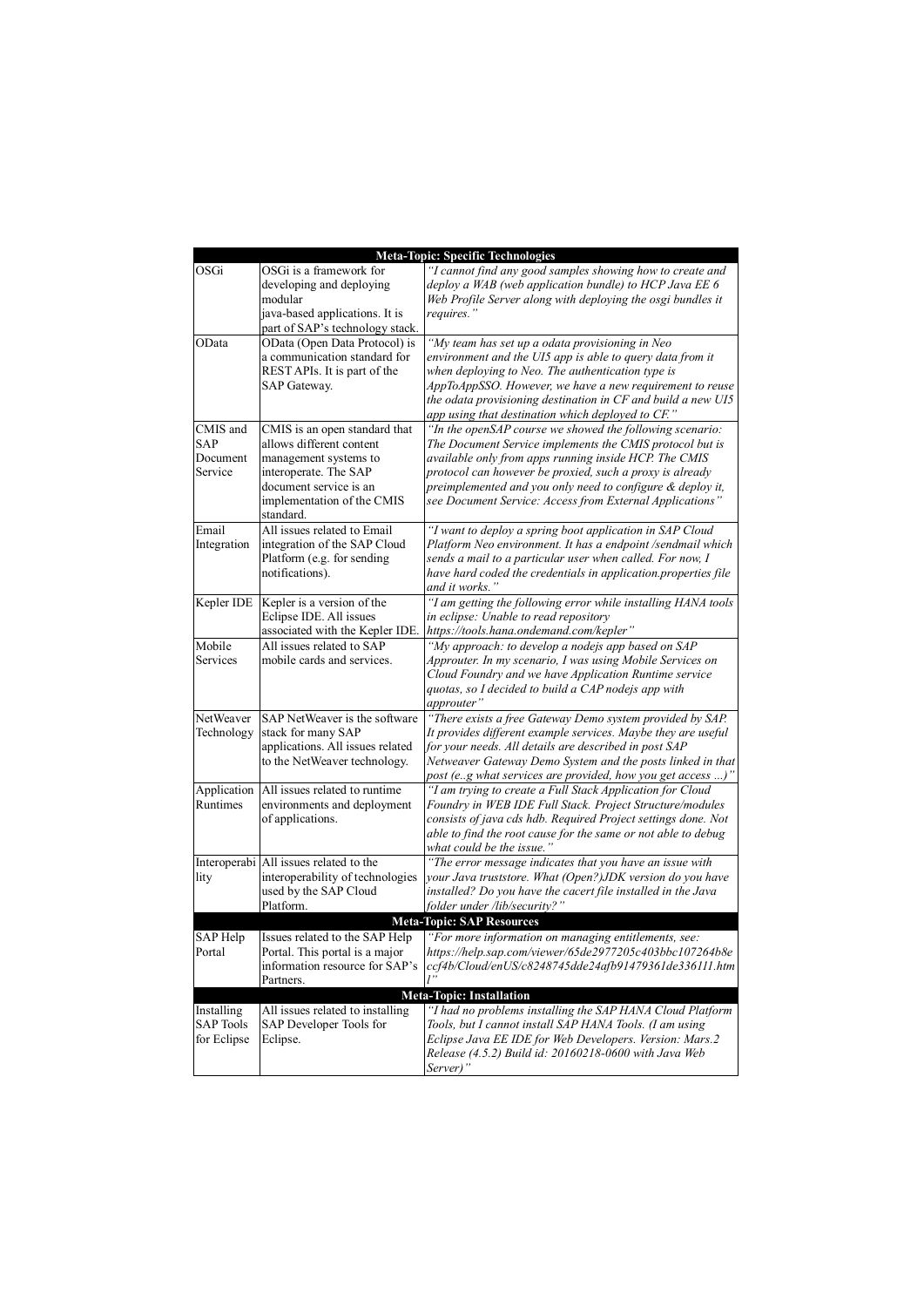| Meta-Topic: Specific Technologies | | |
|---|---|---|
| OSGi | OSGi is a framework for developing and deploying modular java-based applications. It is part of SAP's technology stack. | *"I cannot find any good samples showing how to create and deploy a WAB (web application bundle) to HCP Java EE 6 Web Profile Server along with deploying the osgi bundles it requires."* |
| OData | OData (Open Data Protocol) is a communication standard for REST APIs. It is part of the SAP Gateway. | *"My team has set up a odata provisioning in Neo environment and the UI5 app is able to query data from it when deploying to Neo. The authentication type is AppToAppSSO. However, we have a new requirement to reuse the odata provisioning destination in CF and build a new UI5 app using that destination which deployed to CF."* |
| CMIS and SAP Document Service | CMIS is an open standard that allows different content management systems to interoperate. The SAP document service is an implementation of the CMIS standard. | *"In the openSAP course we showed the following scenario: The Document Service implements the CMIS protocol but is available only from apps running inside HCP. The CMIS protocol can however be proxied, such a proxy is already preimplemented and you only need to configure & deploy it, see Document Service: Access from External Applications"* |
| Email Integration | All issues related to Email integration of the SAP Cloud Platform (e.g. for sending notifications). | *"I want to deploy a spring boot application in SAP Cloud Platform Neo environment. It has a endpoint /sendmail which sends a mail to a particular user when called. For now, I have hard coded the credentials in application.properties file and it works."* |
| Kepler IDE | Kepler is a version of the Eclipse IDE. All issues associated with the Kepler IDE. | *"I am getting the following error while installing HANA tools in eclipse: Unable to read repository https://tools.hana.ondemand.com/kepler"* |
| Mobile Services | All issues related to SAP mobile cards and services. | *"My approach: to develop a nodejs app based on SAP Approuter. In my scenario, I was using Mobile Services on Cloud Foundry and we have Application Runtime service quotas, so I decided to build a CAP nodejs app with approuter"* |
| NetWeaver Technology | SAP NetWeaver is the software stack for many SAP applications. All issues related to the NetWeaver technology. | *"There exists a free Gateway Demo system provided by SAP. It provides different example services. Maybe they are useful for your needs. All details are described in post SAP Netweaver Gateway Demo System and the posts linked in that post (e..g what services are provided, how you get access ...)"* |
| Application Runtimes | All issues related to runtime environments and deployment of applications. | *"I am trying to create a Full Stack Application for Cloud Foundry in WEB IDE Full Stack. Project Structure/modules consists of java cds hdb. Required Project settings done. Not able to find the root cause for the same or not able to debug what could be the issue."* |
| Interoperability | All issues related to the interoperability of technologies used by the SAP Cloud Platform. | *"The error message indicates that you have an issue with your Java truststore. What (Open?)JDK version do you have installed? Do you have the cacert file installed in the Java folder under /lib/security?"* |
| **Meta-Topic: SAP Resources** | | |
| SAP Help Portal | Issues related to the SAP Help Portal. This portal is a major information resource for SAP's Partners. | *"For more information on managing entitlements, see: https://help.sap.com/viewer/65de2977205c403bbc107264b8eccf4b/Cloud/enUS/c8248745dde24afb91479361de336111.html"* |
| **Meta-Topic: Installation** | | |
| Installing SAP Tools for Eclipse | All issues related to installing SAP Developer Tools for Eclipse. | *"I had no problems installing the SAP HANA Cloud Platform Tools, but I cannot install SAP HANA Tools. (I am using Eclipse Java EE IDE for Web Developers. Version: Mars.2 Release (4.5.2) Build id: 20160218-0600 with Java Web Server)"* |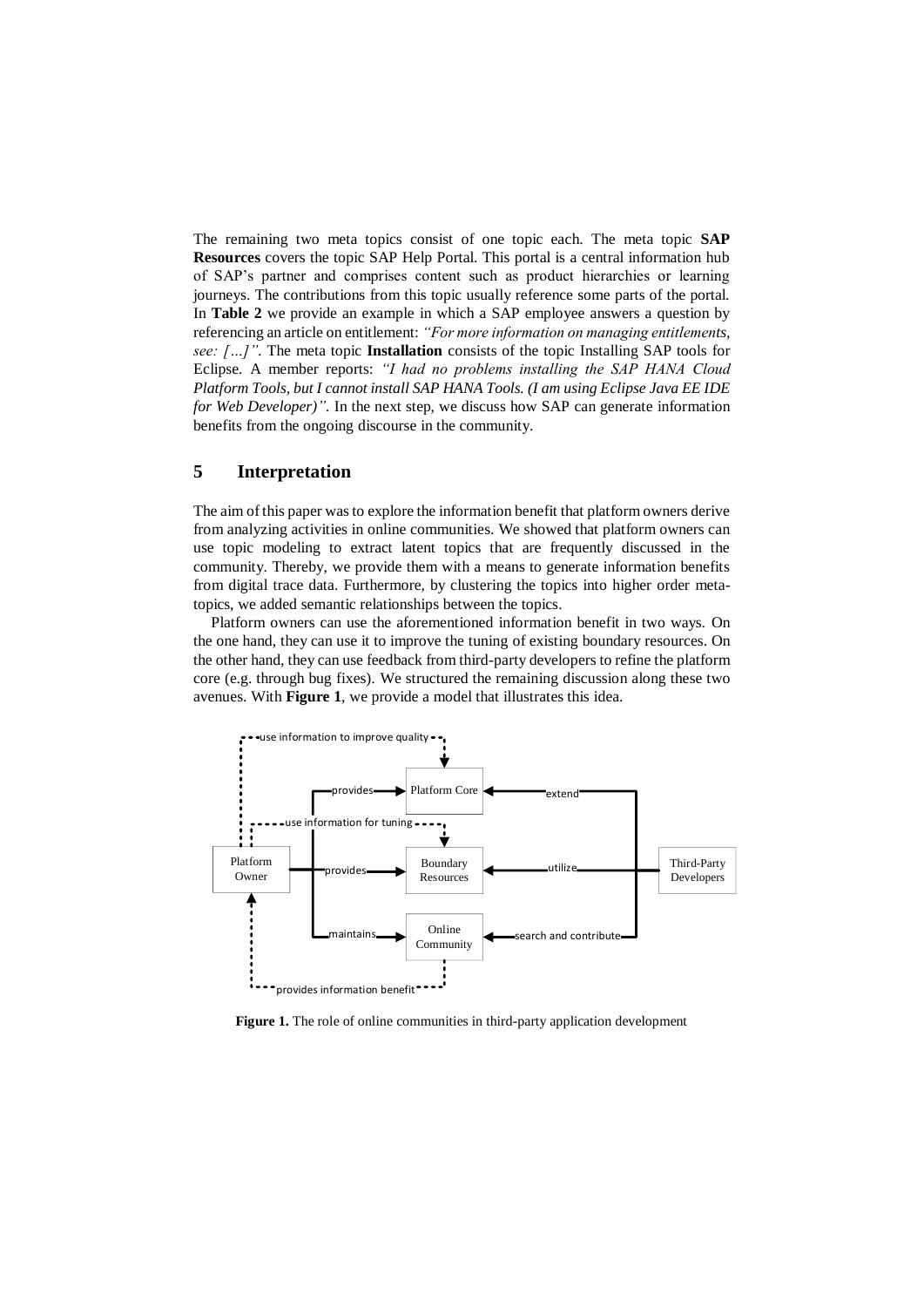The remaining two meta topics consist of one topic each. The meta topic **SAP Resources** covers the topic SAP Help Portal. This portal is a central information hub of SAP's partner and comprises content such as product hierarchies or learning journeys. The contributions from this topic usually reference some parts of the portal. In **Table 2** we provide an example in which a SAP employee answers a question by referencing an article on entitlement: *"For more information on managing entitlements, see: […]"*. The meta topic **Installation** consists of the topic Installing SAP tools for Eclipse. A member reports: *"I had no problems installing the SAP HANA Cloud Platform Tools, but I cannot install SAP HANA Tools. (I am using Eclipse Java EE IDE for Web Developer)"*. In the next step, we discuss how SAP can generate information benefits from the ongoing discourse in the community.

## 5 Interpretation

The aim of this paper was to explore the information benefit that platform owners derive from analyzing activities in online communities. We showed that platform owners can use topic modeling to extract latent topics that are frequently discussed in the community. Thereby, we provide them with a means to generate information benefits from digital trace data. Furthermore, by clustering the topics into higher order meta-topics, we added semantic relationships between the topics.

Platform owners can use the aforementioned information benefit in two ways. On the one hand, they can use it to improve the tuning of existing boundary resources. On the other hand, they can use feedback from third-party developers to refine the platform core (e.g. through bug fixes). We structured the remaining discussion along these two avenues. With **Figure 1**, we provide a model that illustrates this idea.

**Figure 1.** The role of online communities in third-party application development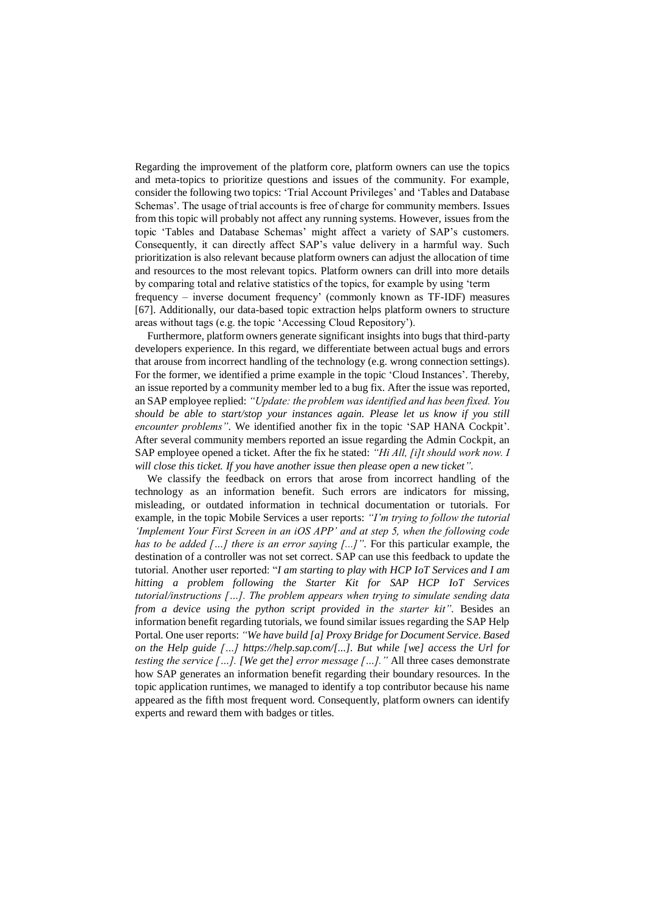Regarding the improvement of the platform core, platform owners can use the topics and meta-topics to prioritize questions and issues of the community. For example, consider the following two topics: 'Trial Account Privileges' and 'Tables and Database Schemas'. The usage of trial accounts is free of charge for community members. Issues from this topic will probably not affect any running systems. However, issues from the topic 'Tables and Database Schemas' might affect a variety of SAP's customers. Consequently, it can directly affect SAP's value delivery in a harmful way. Such prioritization is also relevant because platform owners can adjust the allocation of time and resources to the most relevant topics. Platform owners can drill into more details by comparing total and relative statistics of the topics, for example by using 'term frequency – inverse document frequency' (commonly known as TF-IDF) measures [67]. Additionally, our data-based topic extraction helps platform owners to structure areas without tags (e.g. the topic 'Accessing Cloud Repository').

Furthermore, platform owners generate significant insights into bugs that third-party developers experience. In this regard, we differentiate between actual bugs and errors that arouse from incorrect handling of the technology (e.g. wrong connection settings). For the former, we identified a prime example in the topic 'Cloud Instances'. Thereby, an issue reported by a community member led to a bug fix. After the issue was reported, an SAP employee replied: *"Update: the problem was identified and has been fixed. You should be able to start/stop your instances again. Please let us know if you still encounter problems"*. We identified another fix in the topic 'SAP HANA Cockpit'. After several community members reported an issue regarding the Admin Cockpit, an SAP employee opened a ticket. After the fix he stated: *"Hi All, [i]t should work now. I will close this ticket. If you have another issue then please open a new ticket"*.

We classify the feedback on errors that arose from incorrect handling of the technology as an information benefit. Such errors are indicators for missing, misleading, or outdated information in technical documentation or tutorials. For example, in the topic Mobile Services a user reports: *"I'm trying to follow the tutorial 'Implement Your First Screen in an iOS APP' and at step 5, when the following code has to be added […] there is an error saying [...]"*. For this particular example, the destination of a controller was not set correct. SAP can use this feedback to update the tutorial. Another user reported: "*I am starting to play with HCP IoT Services and I am hitting a problem following the Starter Kit for SAP HCP IoT Services tutorial/instructions […]. The problem appears when trying to simulate sending data from a device using the python script provided in the starter kit"*. Besides an information benefit regarding tutorials, we found similar issues regarding the SAP Help Portal. One user reports: *"We have build [a] Proxy Bridge for Document Service. Based on the Help guide […] https://help.sap.com/[...]. But while [we] access the Url for testing the service […]. [We get the] error message […]."* All three cases demonstrate how SAP generates an information benefit regarding their boundary resources. In the topic application runtimes, we managed to identify a top contributor because his name appeared as the fifth most frequent word. Consequently, platform owners can identify experts and reward them with badges or titles.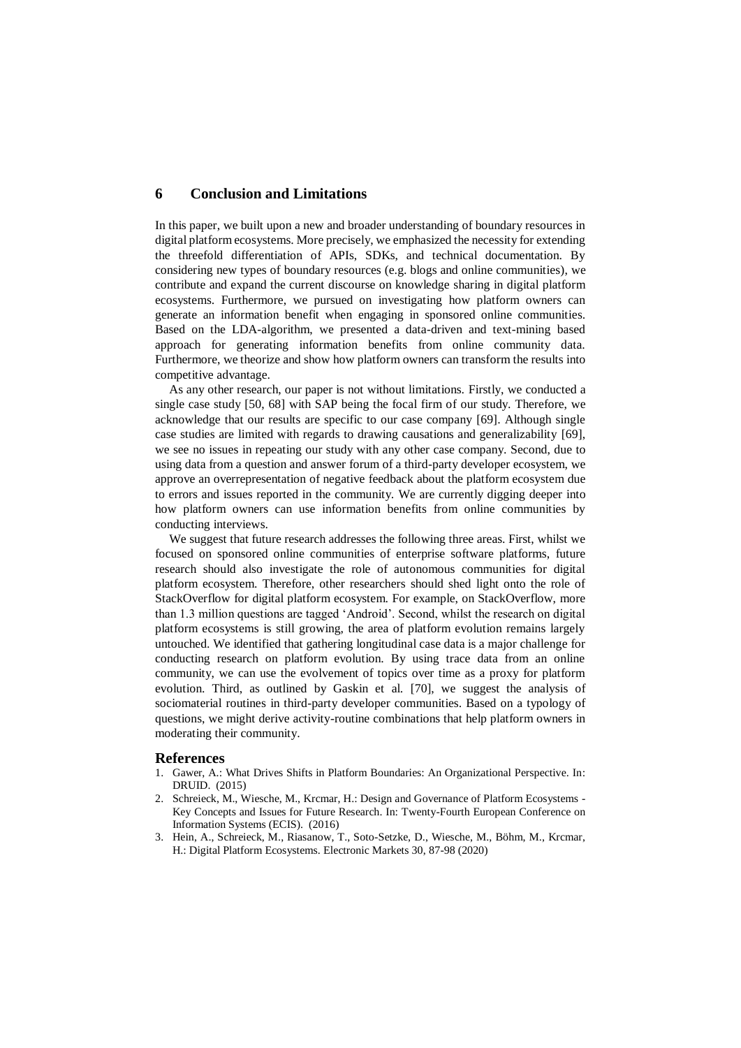## 6 Conclusion and Limitations

In this paper, we built upon a new and broader understanding of boundary resources in digital platform ecosystems. More precisely, we emphasized the necessity for extending the threefold differentiation of APIs, SDKs, and technical documentation. By considering new types of boundary resources (e.g. blogs and online communities), we contribute and expand the current discourse on knowledge sharing in digital platform ecosystems. Furthermore, we pursued on investigating how platform owners can generate an information benefit when engaging in sponsored online communities. Based on the LDA-algorithm, we presented a data-driven and text-mining based approach for generating information benefits from online community data. Furthermore, we theorize and show how platform owners can transform the results into competitive advantage.

As any other research, our paper is not without limitations. Firstly, we conducted a single case study [50, 68] with SAP being the focal firm of our study. Therefore, we acknowledge that our results are specific to our case company [69]. Although single case studies are limited with regards to drawing causations and generalizability [69], we see no issues in repeating our study with any other case company. Second, due to using data from a question and answer forum of a third-party developer ecosystem, we approve an overrepresentation of negative feedback about the platform ecosystem due to errors and issues reported in the community. We are currently digging deeper into how platform owners can use information benefits from online communities by conducting interviews.

We suggest that future research addresses the following three areas. First, whilst we focused on sponsored online communities of enterprise software platforms, future research should also investigate the role of autonomous communities for digital platform ecosystem. Therefore, other researchers should shed light onto the role of StackOverflow for digital platform ecosystem. For example, on StackOverflow, more than 1.3 million questions are tagged 'Android'. Second, whilst the research on digital platform ecosystems is still growing, the area of platform evolution remains largely untouched. We identified that gathering longitudinal case data is a major challenge for conducting research on platform evolution. By using trace data from an online community, we can use the evolvement of topics over time as a proxy for platform evolution. Third, as outlined by Gaskin et al. [70], we suggest the analysis of sociomaterial routines in third-party developer communities. Based on a typology of questions, we might derive activity-routine combinations that help platform owners in moderating their community.

## References

1. Gawer, A.: What Drives Shifts in Platform Boundaries: An Organizational Perspective. In: DRUID. (2015)
2. Schreieck, M., Wiesche, M., Krcmar, H.: Design and Governance of Platform Ecosystems - Key Concepts and Issues for Future Research. In: Twenty-Fourth European Conference on Information Systems (ECIS). (2016)
3. Hein, A., Schreieck, M., Riasanow, T., Soto-Setzke, D., Wiesche, M., Böhm, M., Krcmar, H.: Digital Platform Ecosystems. Electronic Markets 30, 87-98 (2020)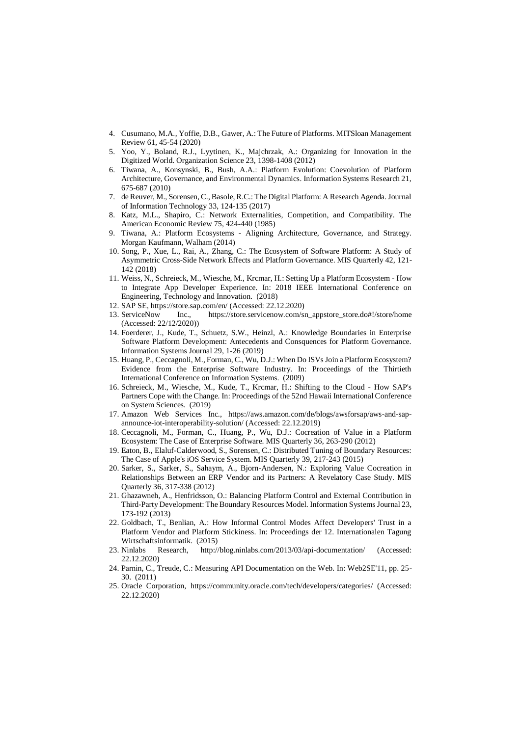4. Cusumano, M.A., Yoffie, D.B., Gawer, A.: The Future of Platforms. MITSloan Management Review 61, 45-54 (2020)
5. Yoo, Y., Boland, R.J., Lyytinen, K., Majchrzak, A.: Organizing for Innovation in the Digitized World. Organization Science 23, 1398-1408 (2012)
6. Tiwana, A., Konsynski, B., Bush, A.A.: Platform Evolution: Coevolution of Platform Architecture, Governance, and Environmental Dynamics. Information Systems Research 21, 675-687 (2010)
7. de Reuver, M., Sorensen, C., Basole, R.C.: The Digital Platform: A Research Agenda. Journal of Information Technology 33, 124-135 (2017)
8. Katz, M.L., Shapiro, C.: Network Externalities, Competition, and Compatibility. The American Economic Review 75, 424-440 (1985)
9. Tiwana, A.: Platform Ecosystems - Aligning Architecture, Governance, and Strategy. Morgan Kaufmann, Walham (2014)
10. Song, P., Xue, L., Rai, A., Zhang, C.: The Ecosystem of Software Platform: A Study of Asymmetric Cross-Side Network Effects and Platform Governance. MIS Quarterly 42, 121-142 (2018)
11. Weiss, N., Schreieck, M., Wiesche, M., Krcmar, H.: Setting Up a Platform Ecosystem - How to Integrate App Developer Experience. In: 2018 IEEE International Conference on Engineering, Technology and Innovation. (2018)
12. SAP SE, https://store.sap.com/en/ (Accessed: 22.12.2020)
13. ServiceNow Inc., https://store.servicenow.com/sn_appstore_store.do#!/store/home (Accessed: 22/12/2020))
14. Foerderer, J., Kude, T., Schuetz, S.W., Heinzl, A.: Knowledge Boundaries in Enterprise Software Platform Development: Antecedents and Consquences for Platform Governance. Information Systems Journal 29, 1-26 (2019)
15. Huang, P., Ceccagnoli, M., Forman, C., Wu, D.J.: When Do ISVs Join a Platform Ecosystem? Evidence from the Enterprise Software Industry. In: Proceedings of the Thirtieth International Conference on Information Systems. (2009)
16. Schreieck, M., Wiesche, M., Kude, T., Krcmar, H.: Shifting to the Cloud - How SAP's Partners Cope with the Change. In: Proceedings of the 52nd Hawaii International Conference on System Sciences. (2019)
17. Amazon Web Services Inc., https://aws.amazon.com/de/blogs/awsforsap/aws-and-sap-announce-iot-interoperability-solution/ (Accessed: 22.12.2019)
18. Ceccagnoli, M., Forman, C., Huang, P., Wu, D.J.: Cocreation of Value in a Platform Ecosystem: The Case of Enterprise Software. MIS Quarterly 36, 263-290 (2012)
19. Eaton, B., Elaluf-Calderwood, S., Sorensen, C.: Distributed Tuning of Boundary Resources: The Case of Apple's iOS Service System. MIS Quarterly 39, 217-243 (2015)
20. Sarker, S., Sarker, S., Sahaym, A., Bjorn-Andersen, N.: Exploring Value Cocreation in Relationships Between an ERP Vendor and its Partners: A Revelatory Case Study. MIS Quarterly 36, 317-338 (2012)
21. Ghazawneh, A., Henfridsson, O.: Balancing Platform Control and External Contribution in Third-Party Development: The Boundary Resources Model. Information Systems Journal 23, 173-192 (2013)
22. Goldbach, T., Benlian, A.: How Informal Control Modes Affect Developers' Trust in a Platform Vendor and Platform Stickiness. In: Proceedings der 12. Internationalen Tagung Wirtschaftsinformatik. (2015)
23. Ninlabs Research, http://blog.ninlabs.com/2013/03/api-documentation/ (Accessed: 22.12.2020)
24. Parnin, C., Treude, C.: Measuring API Documentation on the Web. In: Web2SE'11, pp. 25-30. (2011)
25. Oracle Corporation, https://community.oracle.com/tech/developers/categories/ (Accessed: 22.12.2020)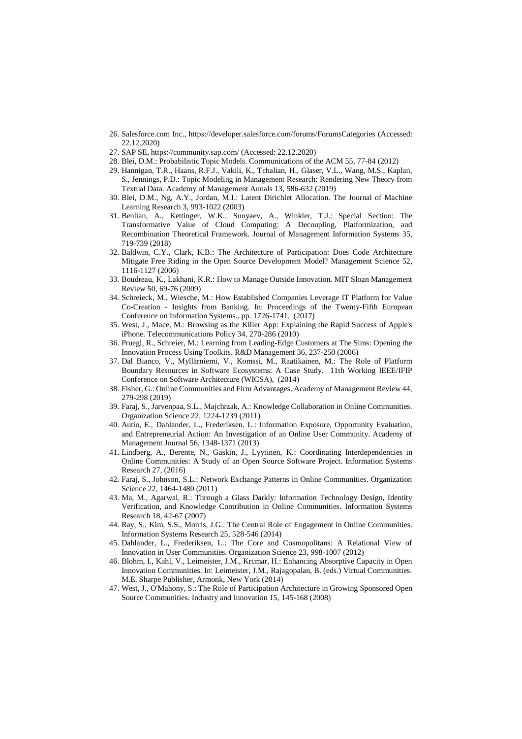26. Salesforce.com Inc., https://developer.salesforce.com/forums/ForumsCategories (Accessed: 22.12.2020)
27. SAP SE, https://community.sap.com/ (Accessed: 22.12.2020)
28. Blei, D.M.: Probabilistic Topic Models. Communications of the ACM 55, 77-84 (2012)
29. Hannigan, T.R., Haans, R.F.J., Vakili, K., Tchalian, H., Glaser, V.L., Wang, M.S., Kaplan, S., Jennings, P.D.: Topic Modeling in Management Research: Rendering New Theory from Textual Data. Academy of Management Annals 13, 586-632 (2019)
30. Blei, D.M., Ng, A.Y., Jordan, M.I.: Latent Dirichlet Allocation. The Journal of Machine Learning Research 3, 993-1022 (2003)
31. Benlian, A., Kettinger, W.K., Sunyaev, A., Winkler, T.J.: Special Section: The Transformative Value of Cloud Computing: A Decoupling, Platformization, and Recombination Theoretical Framework. Journal of Management Information Systems 35, 719-739 (2018)
32. Baldwin, C.Y., Clark, K.B.: The Architecture of Participation: Does Code Architecture Mitigate Free Riding in the Open Source Development Model? Management Science 52, 1116-1127 (2006)
33. Boudreau, K., Lakhani, K.R.: How to Manage Outside Innovation. MIT Sloan Management Review 50, 69-76 (2009)
34. Schreieck, M., Wiesche, M.: How Established Companies Leverage IT Platform for Value Co-Creation - Insights from Banking. In: Proceedings of the Twenty-Fifth European Conference on Information Systems., pp. 1726-1741. (2017)
35. West, J., Mace, M.: Browsing as the Killer App: Explaining the Rapid Success of Apple's iPhone. Telecommunications Policy 34, 270-286 (2010)
36. Pruegl, R., Schreier, M.: Learning from Leading-Edge Customers at The Sims: Opening the Innovation Process Using Toolkits. R&D Management 36, 237-250 (2006)
37. Dal Bianco, V., Myllärniemi, V., Komssi, M., Raatikainen, M.: The Role of Platform Boundary Resources in Software Ecosystems: A Case Study. 11th Working IEEE/IFIP Conference on Software Architecture (WICSA), (2014)
38. Fisher, G.: Online Communities and Firm Advantages. Academy of Management Review 44, 279-298 (2019)
39. Faraj, S., Jarvenpaa, S.L., Majchrzak, A.: Knowledge Collaboration in Online Communities. Organization Science 22, 1224-1239 (2011)
40. Autio, E., Dahlander, L., Frederiksen, L.: Information Exposure, Opportunity Evaluation, and Entrepreneurial Action: An Investigation of an Online User Community. Academy of Management Journal 56, 1348-1371 (2013)
41. Lindberg, A., Berente, N., Gaskin, J., Lyytinen, K.: Coordinating Interdependencies in Online Communities: A Study of an Open Source Software Project. Information Systems Research 27, (2016)
42. Faraj, S., Johnson, S.L.: Network Exchange Patterns in Online Communities. Organization Science 22, 1464-1480 (2011)
43. Ma, M., Agarwal, R.: Through a Glass Darkly: Information Technology Design, Identity Verification, and Knowledge Contribution in Online Communities. Information Systems Research 18, 42-67 (2007)
44. Ray, S., Kim, S.S., Morris, J.G.: The Central Role of Engagement in Online Communities. Information Systems Research 25, 528-546 (2014)
45. Dahlander, L., Frederiksen, L.: The Core and Cosmopolitans: A Relational View of Innovation in User Communities. Organization Science 23, 998-1007 (2012)
46. Blohm, I., Kahl, V., Leimeister, J.M., Krcmar, H.: Enhancing Absorptive Capacity in Open Innovation Communities. In: Leimeister, J.M., Rajagopalan, B. (eds.) Virtual Communities. M.E. Sharpe Publisher, Armonk, New York (2014)
47. West, J., O'Mahony, S.: The Role of Participation Architecture in Growing Sponsored Open Source Communities. Industry and Innovation 15, 145-168 (2008)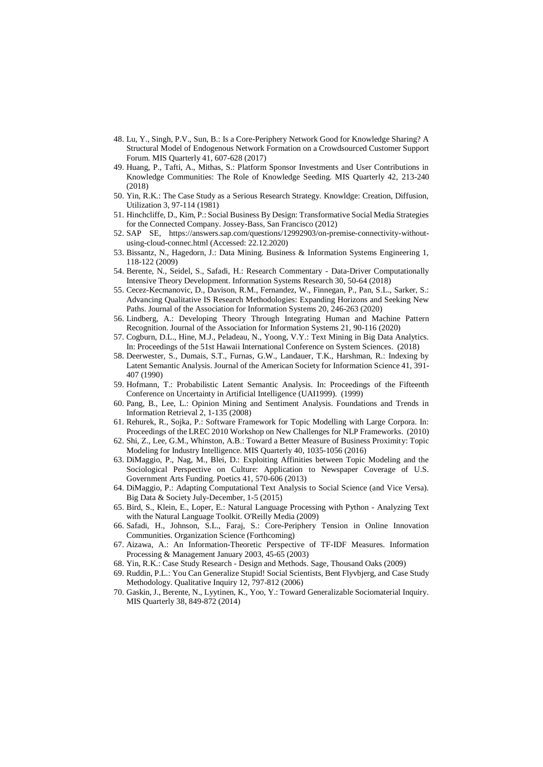48. Lu, Y., Singh, P.V., Sun, B.: Is a Core-Periphery Network Good for Knowledge Sharing? A Structural Model of Endogenous Network Formation on a Crowdsourced Customer Support Forum. MIS Quarterly 41, 607-628 (2017)
49. Huang, P., Tafti, A., Mithas, S.: Platform Sponsor Investments and User Contributions in Knowledge Communities: The Role of Knowledge Seeding. MIS Quarterly 42, 213-240 (2018)
50. Yin, R.K.: The Case Study as a Serious Research Strategy. Knowldge: Creation, Diffusion, Utilization 3, 97-114 (1981)
51. Hinchcliffe, D., Kim, P.: Social Business By Design: Transformative Social Media Strategies for the Connected Company. Jossey-Bass, San Francisco (2012)
52. SAP SE, https://answers.sap.com/questions/12992903/on-premise-connectivity-without-using-cloud-connec.html (Accessed: 22.12.2020)
53. Bissantz, N., Hagedorn, J.: Data Mining. Business & Information Systems Engineering 1, 118-122 (2009)
54. Berente, N., Seidel, S., Safadi, H.: Research Commentary - Data-Driver Computationally Intensive Theory Development. Information Systems Research 30, 50-64 (2018)
55. Cecez-Kecmanovic, D., Davison, R.M., Fernandez, W., Finnegan, P., Pan, S.L., Sarker, S.: Advancing Qualitative IS Research Methodologies: Expanding Horizons and Seeking New Paths. Journal of the Association for Information Systems 20, 246-263 (2020)
56. Lindberg, A.: Developing Theory Through Integrating Human and Machine Pattern Recognition. Journal of the Association for Information Systems 21, 90-116 (2020)
57. Cogburn, D.L., Hine, M.J., Peladeau, N., Yoong, V.Y.: Text Mining in Big Data Analytics. In: Proceedings of the 51st Hawaii International Conference on System Sciences. (2018)
58. Deerwester, S., Dumais, S.T., Furnas, G.W., Landauer, T.K., Harshman, R.: Indexing by Latent Semantic Analysis. Journal of the American Society for Information Science 41, 391-407 (1990)
59. Hofmann, T.: Probabilistic Latent Semantic Analysis. In: Proceedings of the Fifteenth Conference on Uncertainty in Artificial Intelligence (UAI1999). (1999)
60. Pang, B., Lee, L.: Opinion Mining and Sentiment Analysis. Foundations and Trends in Information Retrieval 2, 1-135 (2008)
61. Rehurek, R., Sojka, P.: Software Framework for Topic Modelling with Large Corpora. In: Proceedings of the LREC 2010 Workshop on New Challenges for NLP Frameworks. (2010)
62. Shi, Z., Lee, G.M., Whinston, A.B.: Toward a Better Measure of Business Proximity: Topic Modeling for Industry Intelligence. MIS Quarterly 40, 1035-1056 (2016)
63. DiMaggio, P., Nag, M., Blei, D.: Exploiting Affinities between Topic Modeling and the Sociological Perspective on Culture: Application to Newspaper Coverage of U.S. Government Arts Funding. Poetics 41, 570-606 (2013)
64. DiMaggio, P.: Adapting Computational Text Analysis to Social Science (and Vice Versa). Big Data & Society July-December, 1-5 (2015)
65. Bird, S., Klein, E., Loper, E.: Natural Language Processing with Python - Analyzing Text with the Natural Language Toolkit. O'Reilly Media (2009)
66. Safadi, H., Johnson, S.L., Faraj, S.: Core-Periphery Tension in Online Innovation Communities. Organization Science (Forthcoming)
67. Aizawa, A.: An Information-Theoretic Perspective of TF-IDF Measures. Information Processing & Management January 2003, 45-65 (2003)
68. Yin, R.K.: Case Study Research - Design and Methods. Sage, Thousand Oaks (2009)
69. Ruddin, P.L.: You Can Generalize Stupid! Social Scientists, Bent Flyvbjerg, and Case Study Methodology. Qualitative Inquiry 12, 797-812 (2006)
70. Gaskin, J., Berente, N., Lyytinen, K., Yoo, Y.: Toward Generalizable Sociomaterial Inquiry. MIS Quarterly 38, 849-872 (2014)